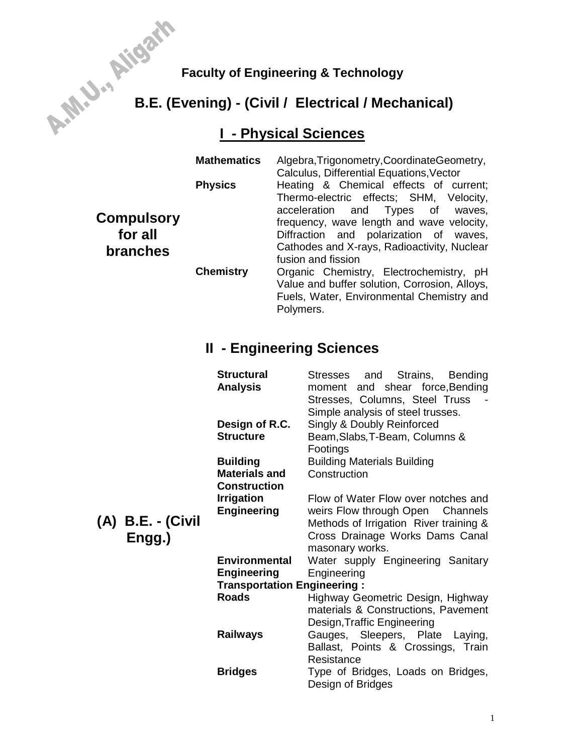A.M.U., Aligarh

**Faculty of Engineering & Technology**

# B.E. (Evening) - (Civil / Electrical / Mechanical)

## I - Physical Sciences

| | | |
|---|---|---|
| **Compulsory for all branches** | **Mathematics** | Algebra,Trigonometry,CoordinateGeometry, Calculus, Differential Equations,Vector |
| | **Physics** | Heating & Chemical effects of current; Thermo-electric effects; SHM, Velocity, acceleration and Types of waves, frequency, wave length and wave velocity, Diffraction and polarization of waves, Cathodes and X-rays, Radioactivity, Nuclear fusion and fission |
| | **Chemistry** | Organic Chemistry, Electrochemistry, pH Value and buffer solution, Corrosion, Alloys, Fuels, Water, Environmental Chemistry and Polymers. |

## II - Engineering Sciences

| | | |
|---|---|---|
| **(A) B.E. - (Civil Engg.)** | **Structural Analysis** | Stresses and Strains, Bending moment and shear force,Bending Stresses, Columns, Steel Truss - Simple analysis of steel trusses. |
| | **Design of R.C. Structure** | Singly & Doubly Reinforced Beam,Slabs,T-Beam, Columns & Footings |
| | **Building Materials and Construction** | Building Materials Building Construction |
| | **Irrigation Engineering** | Flow of Water Flow over notches and weirs Flow through Open Channels Methods of Irrigation River training & Cross Drainage Works Dams Canal masonary works. |
| | **Environmental Engineering** | Water supply Engineering Sanitary Engineering |
| | **Transportation Engineering :** | |
| | **Roads** | Highway Geometric Design, Highway materials & Constructions, Pavement Design,Traffic Engineering |
| | **Railways** | Gauges, Sleepers, Plate Laying, Ballast, Points & Crossings, Train Resistance |
| | **Bridges** | Type of Bridges, Loads on Bridges, Design of Bridges |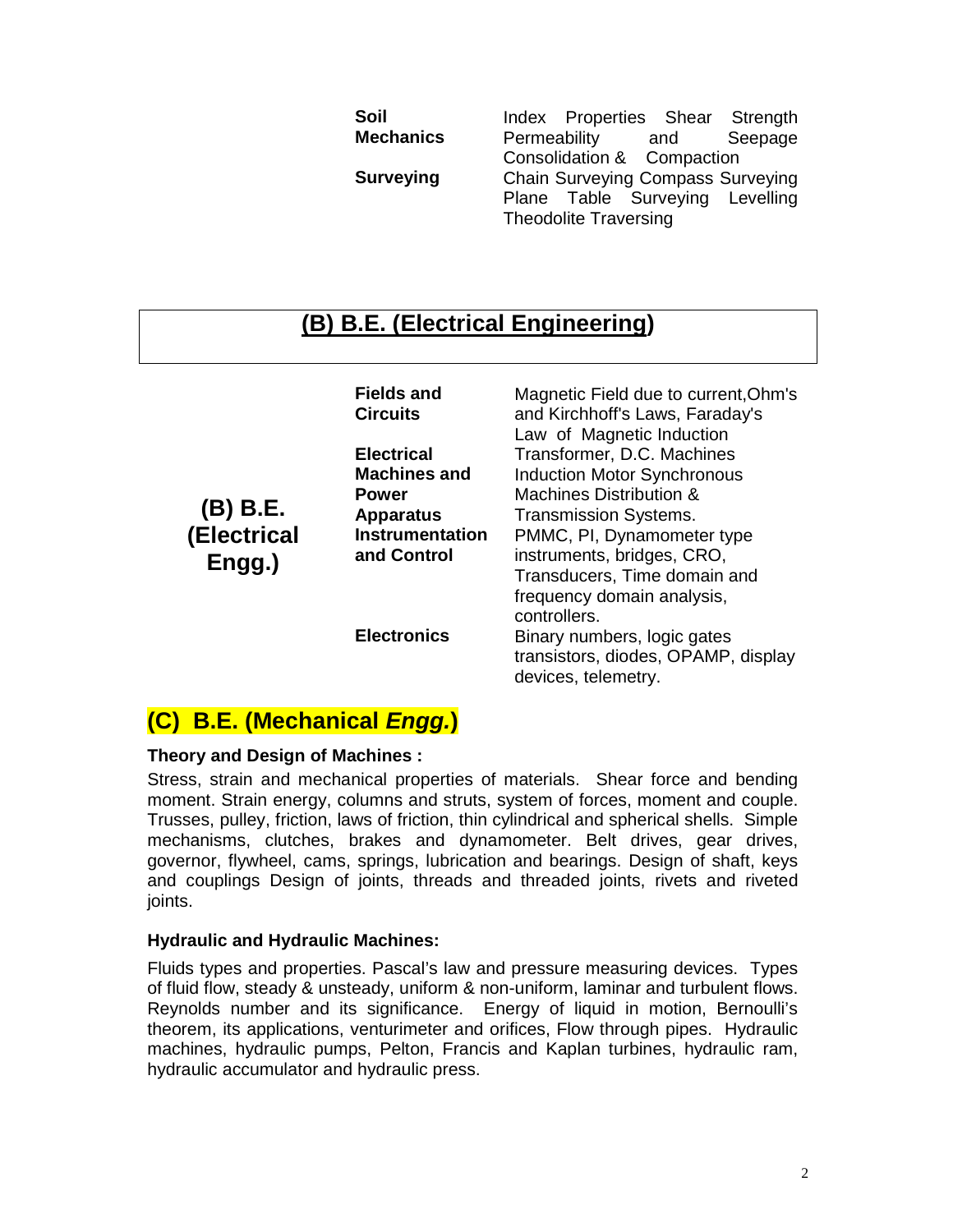| | |
|---|---|
| **Soil Mechanics** | Index Properties Shear Strength Permeability and Seepage Consolidation & Compaction |
| **Surveying** | Chain Surveying Compass Surveying Plane Table Surveying Levelling Theodolite Traversing |

## (B) B.E. (Electrical Engineering)

| | | |
|---|---|---|
| **(B) B.E. (Electrical Engg.)** | **Fields and Circuits** | Magnetic Field due to current,Ohm's and Kirchhoff's Laws, Faraday's Law of Magnetic Induction |
| | **Electrical Machines and Power Apparatus** | Transformer, D.C. Machines Induction Motor Synchronous Machines Distribution & Transmission Systems. |
| | **Instrumentation and Control** | PMMC, PI, Dynamometer type instruments, bridges, CRO, Transducers, Time domain and frequency domain analysis, controllers. |
| | **Electronics** | Binary numbers, logic gates transistors, diodes, OPAMP, display devices, telemetry. |

## (C) B.E. (Mechanical *Engg.*)

**Theory and Design of Machines :**

Stress, strain and mechanical properties of materials. Shear force and bending moment. Strain energy, columns and struts, system of forces, moment and couple. Trusses, pulley, friction, laws of friction, thin cylindrical and spherical shells. Simple mechanisms, clutches, brakes and dynamometer. Belt drives, gear drives, governor, flywheel, cams, springs, lubrication and bearings. Design of shaft, keys and couplings Design of joints, threads and threaded joints, rivets and riveted joints.

**Hydraulic and Hydraulic Machines:**

Fluids types and properties. Pascal's law and pressure measuring devices. Types of fluid flow, steady & unsteady, uniform & non-uniform, laminar and turbulent flows. Reynolds number and its significance. Energy of liquid in motion, Bernoulli's theorem, its applications, venturimeter and orifices, Flow through pipes. Hydraulic machines, hydraulic pumps, Pelton, Francis and Kaplan turbines, hydraulic ram, hydraulic accumulator and hydraulic press.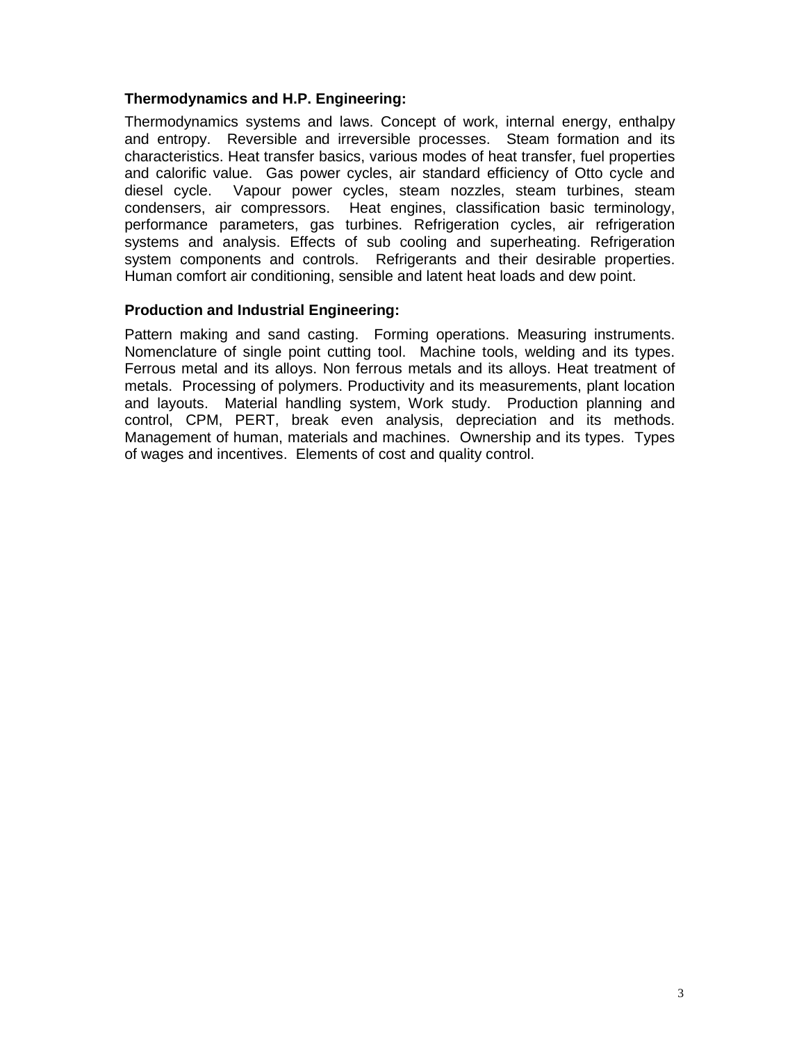**Thermodynamics and H.P. Engineering:**

Thermodynamics systems and laws. Concept of work, internal energy, enthalpy and entropy. Reversible and irreversible processes. Steam formation and its characteristics. Heat transfer basics, various modes of heat transfer, fuel properties and calorific value. Gas power cycles, air standard efficiency of Otto cycle and diesel cycle. Vapour power cycles, steam nozzles, steam turbines, steam condensers, air compressors. Heat engines, classification basic terminology, performance parameters, gas turbines. Refrigeration cycles, air refrigeration systems and analysis. Effects of sub cooling and superheating. Refrigeration system components and controls. Refrigerants and their desirable properties. Human comfort air conditioning, sensible and latent heat loads and dew point.

**Production and Industrial Engineering:**

Pattern making and sand casting. Forming operations. Measuring instruments. Nomenclature of single point cutting tool. Machine tools, welding and its types. Ferrous metal and its alloys. Non ferrous metals and its alloys. Heat treatment of metals. Processing of polymers. Productivity and its measurements, plant location and layouts. Material handling system, Work study. Production planning and control, CPM, PERT, break even analysis, depreciation and its methods. Management of human, materials and machines. Ownership and its types. Types of wages and incentives. Elements of cost and quality control.